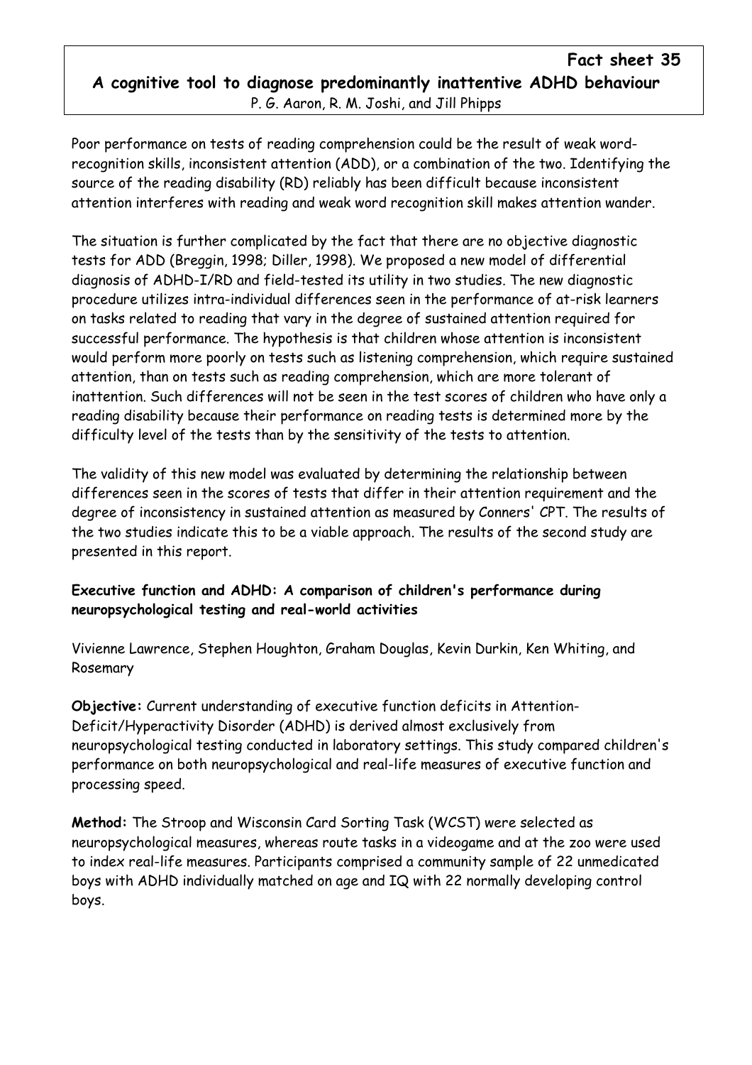**Fact sheet 35**

## A cognitive tool to diagnose predominantly inattentive ADHD behaviour

P. G. Aaron, R. M. Joshi, and Jill Phipps

Poor performance on tests of reading comprehension could be the result of weak word-recognition skills, inconsistent attention (ADD), or a combination of the two. Identifying the source of the reading disability (RD) reliably has been difficult because inconsistent attention interferes with reading and weak word recognition skill makes attention wander.

The situation is further complicated by the fact that there are no objective diagnostic tests for ADD (Breggin, 1998; Diller, 1998). We proposed a new model of differential diagnosis of ADHD-I/RD and field-tested its utility in two studies. The new diagnostic procedure utilizes intra-individual differences seen in the performance of at-risk learners on tasks related to reading that vary in the degree of sustained attention required for successful performance. The hypothesis is that children whose attention is inconsistent would perform more poorly on tests such as listening comprehension, which require sustained attention, than on tests such as reading comprehension, which are more tolerant of inattention. Such differences will not be seen in the test scores of children who have only a reading disability because their performance on reading tests is determined more by the difficulty level of the tests than by the sensitivity of the tests to attention.

The validity of this new model was evaluated by determining the relationship between differences seen in the scores of tests that differ in their attention requirement and the degree of inconsistency in sustained attention as measured by Conners' CPT. The results of the two studies indicate this to be a viable approach. The results of the second study are presented in this report.

### Executive function and ADHD: A comparison of children's performance during neuropsychological testing and real-world activities

Vivienne Lawrence, Stephen Houghton, Graham Douglas, Kevin Durkin, Ken Whiting, and Rosemary

**Objective:** Current understanding of executive function deficits in Attention-Deficit/Hyperactivity Disorder (ADHD) is derived almost exclusively from neuropsychological testing conducted in laboratory settings. This study compared children's performance on both neuropsychological and real-life measures of executive function and processing speed.

**Method:** The Stroop and Wisconsin Card Sorting Task (WCST) were selected as neuropsychological measures, whereas route tasks in a videogame and at the zoo were used to index real-life measures. Participants comprised a community sample of 22 unmedicated boys with ADHD individually matched on age and IQ with 22 normally developing control boys.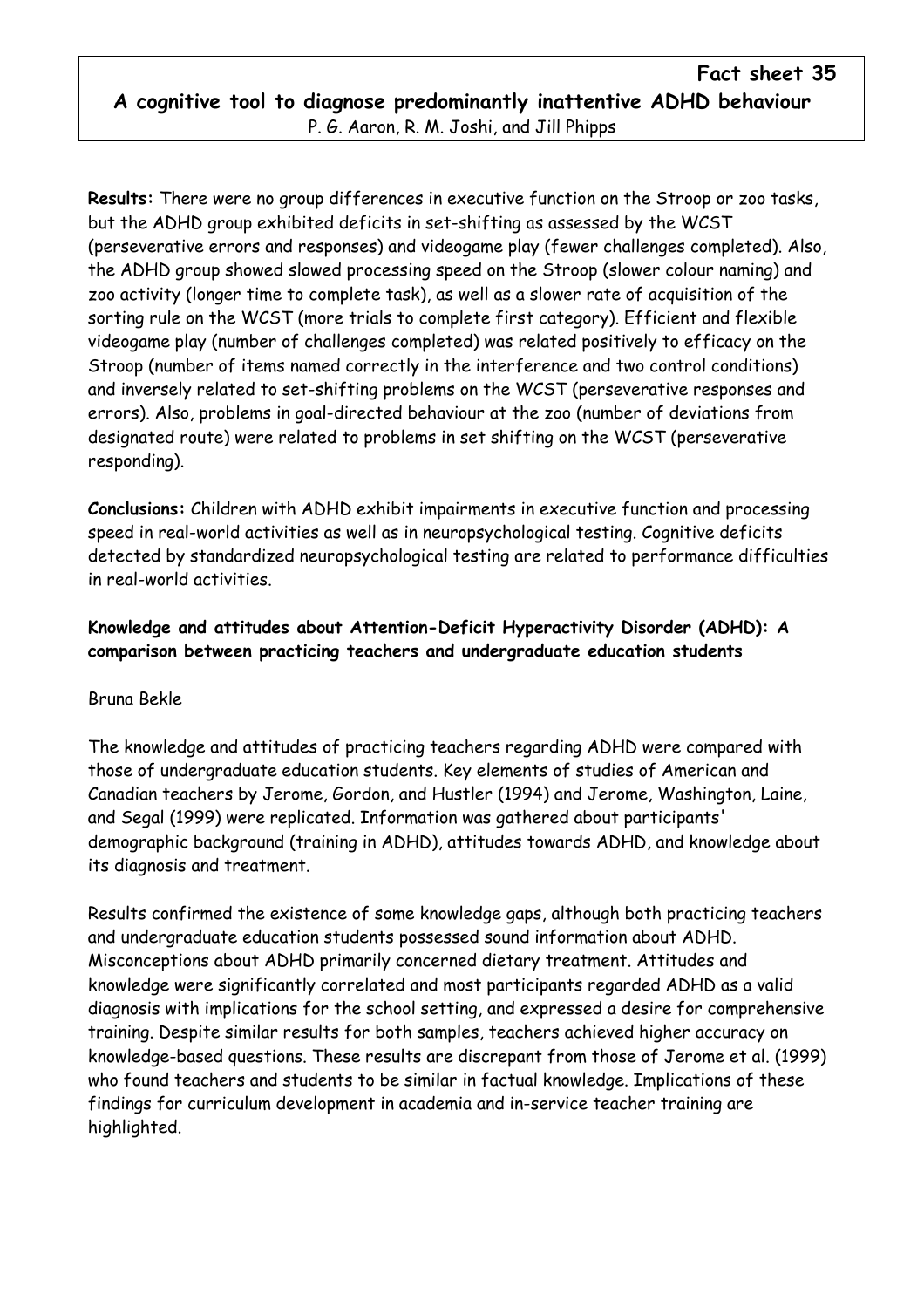**Results:** There were no group differences in executive function on the Stroop or zoo tasks, but the ADHD group exhibited deficits in set-shifting as assessed by the WCST (perseverative errors and responses) and videogame play (fewer challenges completed). Also, the ADHD group showed slowed processing speed on the Stroop (slower colour naming) and zoo activity (longer time to complete task), as well as a slower rate of acquisition of the sorting rule on the WCST (more trials to complete first category). Efficient and flexible videogame play (number of challenges completed) was related positively to efficacy on the Stroop (number of items named correctly in the interference and two control conditions) and inversely related to set-shifting problems on the WCST (perseverative responses and errors). Also, problems in goal-directed behaviour at the zoo (number of deviations from designated route) were related to problems in set shifting on the WCST (perseverative responding).

**Conclusions:** Children with ADHD exhibit impairments in executive function and processing speed in real-world activities as well as in neuropsychological testing. Cognitive deficits detected by standardized neuropsychological testing are related to performance difficulties in real-world activities.

**Knowledge and attitudes about Attention-Deficit Hyperactivity Disorder (ADHD): A comparison between practicing teachers and undergraduate education students**

Bruna Bekle

The knowledge and attitudes of practicing teachers regarding ADHD were compared with those of undergraduate education students. Key elements of studies of American and Canadian teachers by Jerome, Gordon, and Hustler (1994) and Jerome, Washington, Laine, and Segal (1999) were replicated. Information was gathered about participants' demographic background (training in ADHD), attitudes towards ADHD, and knowledge about its diagnosis and treatment.

Results confirmed the existence of some knowledge gaps, although both practicing teachers and undergraduate education students possessed sound information about ADHD. Misconceptions about ADHD primarily concerned dietary treatment. Attitudes and knowledge were significantly correlated and most participants regarded ADHD as a valid diagnosis with implications for the school setting, and expressed a desire for comprehensive training. Despite similar results for both samples, teachers achieved higher accuracy on knowledge-based questions. These results are discrepant from those of Jerome et al. (1999) who found teachers and students to be similar in factual knowledge. Implications of these findings for curriculum development in academia and in-service teacher training are highlighted.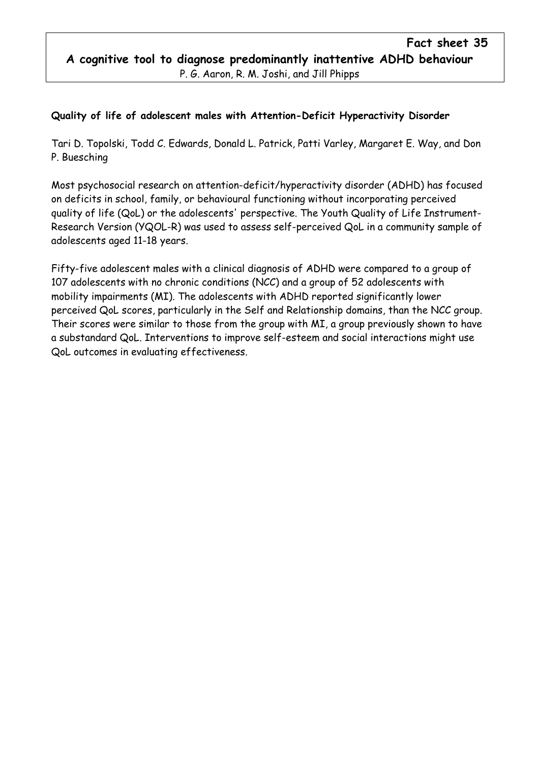**Quality of life of adolescent males with Attention-Deficit Hyperactivity Disorder**

Tari D. Topolski, Todd C. Edwards, Donald L. Patrick, Patti Varley, Margaret E. Way, and Don P. Buesching

Most psychosocial research on attention-deficit/hyperactivity disorder (ADHD) has focused on deficits in school, family, or behavioural functioning without incorporating perceived quality of life (QoL) or the adolescents' perspective. The Youth Quality of Life Instrument-Research Version (YQOL-R) was used to assess self-perceived QoL in a community sample of adolescents aged 11-18 years.

Fifty-five adolescent males with a clinical diagnosis of ADHD were compared to a group of 107 adolescents with no chronic conditions (NCC) and a group of 52 adolescents with mobility impairments (MI). The adolescents with ADHD reported significantly lower perceived QoL scores, particularly in the Self and Relationship domains, than the NCC group. Their scores were similar to those from the group with MI, a group previously shown to have a substandard QoL. Interventions to improve self-esteem and social interactions might use QoL outcomes in evaluating effectiveness.